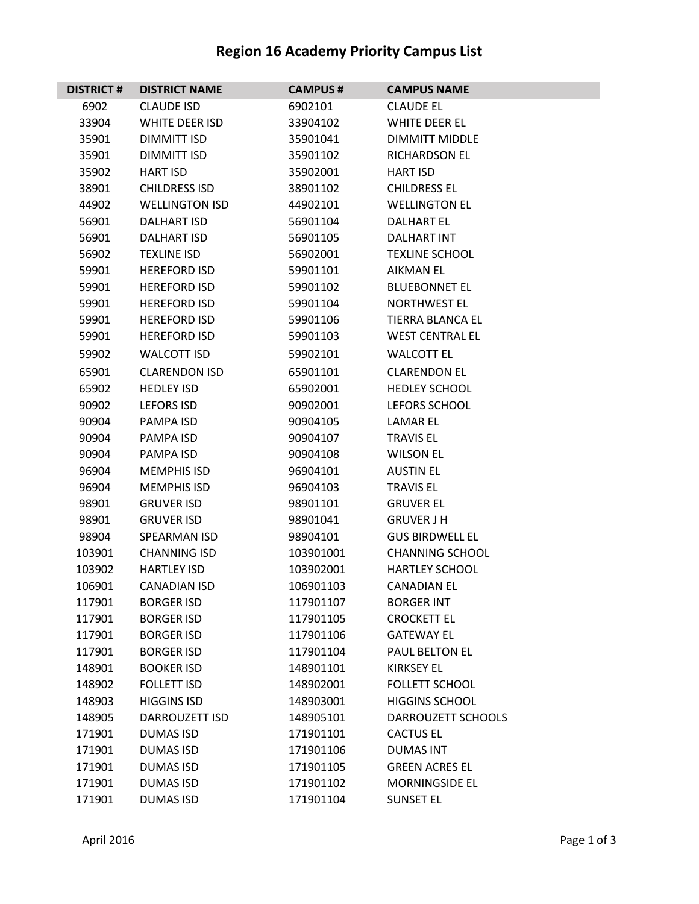# Region 16 Academy Priority Campus List

| DISTRICT # | DISTRICT NAME | CAMPUS # | CAMPUS NAME |
|---|---|---|---|
| 6902 | CLAUDE ISD | 6902101 | CLAUDE EL |
| 33904 | WHITE DEER ISD | 33904102 | WHITE DEER EL |
| 35901 | DIMMITT ISD | 35901041 | DIMMITT MIDDLE |
| 35901 | DIMMITT ISD | 35901102 | RICHARDSON EL |
| 35902 | HART ISD | 35902001 | HART ISD |
| 38901 | CHILDRESS ISD | 38901102 | CHILDRESS EL |
| 44902 | WELLINGTON ISD | 44902101 | WELLINGTON EL |
| 56901 | DALHART ISD | 56901104 | DALHART EL |
| 56901 | DALHART ISD | 56901105 | DALHART INT |
| 56902 | TEXLINE ISD | 56902001 | TEXLINE SCHOOL |
| 59901 | HEREFORD ISD | 59901101 | AIKMAN EL |
| 59901 | HEREFORD ISD | 59901102 | BLUEBONNET EL |
| 59901 | HEREFORD ISD | 59901104 | NORTHWEST EL |
| 59901 | HEREFORD ISD | 59901106 | TIERRA BLANCA EL |
| 59901 | HEREFORD ISD | 59901103 | WEST CENTRAL EL |
| 59902 | WALCOTT ISD | 59902101 | WALCOTT EL |
| 65901 | CLARENDON ISD | 65901101 | CLARENDON EL |
| 65902 | HEDLEY ISD | 65902001 | HEDLEY SCHOOL |
| 90902 | LEFORS ISD | 90902001 | LEFORS SCHOOL |
| 90904 | PAMPA ISD | 90904105 | LAMAR EL |
| 90904 | PAMPA ISD | 90904107 | TRAVIS EL |
| 90904 | PAMPA ISD | 90904108 | WILSON EL |
| 96904 | MEMPHIS ISD | 96904101 | AUSTIN EL |
| 96904 | MEMPHIS ISD | 96904103 | TRAVIS EL |
| 98901 | GRUVER ISD | 98901101 | GRUVER EL |
| 98901 | GRUVER ISD | 98901041 | GRUVER J H |
| 98904 | SPEARMAN ISD | 98904101 | GUS BIRDWELL EL |
| 103901 | CHANNING ISD | 103901001 | CHANNING SCHOOL |
| 103902 | HARTLEY ISD | 103902001 | HARTLEY SCHOOL |
| 106901 | CANADIAN ISD | 106901103 | CANADIAN EL |
| 117901 | BORGER ISD | 117901107 | BORGER INT |
| 117901 | BORGER ISD | 117901105 | CROCKETT EL |
| 117901 | BORGER ISD | 117901106 | GATEWAY EL |
| 117901 | BORGER ISD | 117901104 | PAUL BELTON EL |
| 148901 | BOOKER ISD | 148901101 | KIRKSEY EL |
| 148902 | FOLLETT ISD | 148902001 | FOLLETT SCHOOL |
| 148903 | HIGGINS ISD | 148903001 | HIGGINS SCHOOL |
| 148905 | DARROUZETT ISD | 148905101 | DARROUZETT SCHOOLS |
| 171901 | DUMAS ISD | 171901101 | CACTUS EL |
| 171901 | DUMAS ISD | 171901106 | DUMAS INT |
| 171901 | DUMAS ISD | 171901105 | GREEN ACRES EL |
| 171901 | DUMAS ISD | 171901102 | MORNINGSIDE EL |
| 171901 | DUMAS ISD | 171901104 | SUNSET EL |

April 2016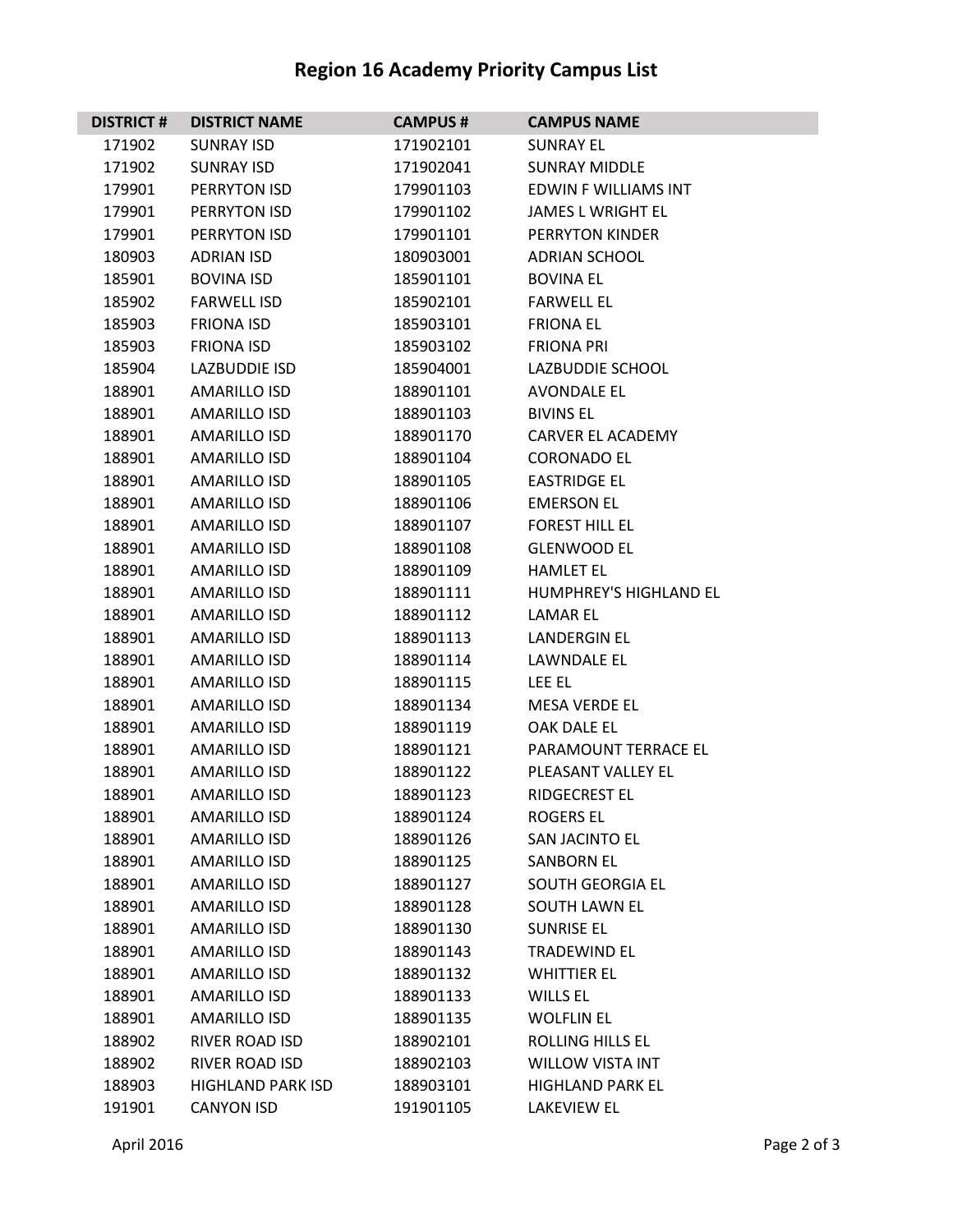# Region 16 Academy Priority Campus List

| DISTRICT # | DISTRICT NAME | CAMPUS # | CAMPUS NAME |
|---|---|---|---|
| 171902 | SUNRAY ISD | 171902101 | SUNRAY EL |
| 171902 | SUNRAY ISD | 171902041 | SUNRAY MIDDLE |
| 179901 | PERRYTON ISD | 179901103 | EDWIN F WILLIAMS INT |
| 179901 | PERRYTON ISD | 179901102 | JAMES L WRIGHT EL |
| 179901 | PERRYTON ISD | 179901101 | PERRYTON KINDER |
| 180903 | ADRIAN ISD | 180903001 | ADRIAN SCHOOL |
| 185901 | BOVINA ISD | 185901101 | BOVINA EL |
| 185902 | FARWELL ISD | 185902101 | FARWELL EL |
| 185903 | FRIONA ISD | 185903101 | FRIONA EL |
| 185903 | FRIONA ISD | 185903102 | FRIONA PRI |
| 185904 | LAZBUDDIE ISD | 185904001 | LAZBUDDIE SCHOOL |
| 188901 | AMARILLO ISD | 188901101 | AVONDALE EL |
| 188901 | AMARILLO ISD | 188901103 | BIVINS EL |
| 188901 | AMARILLO ISD | 188901170 | CARVER EL ACADEMY |
| 188901 | AMARILLO ISD | 188901104 | CORONADO EL |
| 188901 | AMARILLO ISD | 188901105 | EASTRIDGE EL |
| 188901 | AMARILLO ISD | 188901106 | EMERSON EL |
| 188901 | AMARILLO ISD | 188901107 | FOREST HILL EL |
| 188901 | AMARILLO ISD | 188901108 | GLENWOOD EL |
| 188901 | AMARILLO ISD | 188901109 | HAMLET EL |
| 188901 | AMARILLO ISD | 188901111 | HUMPHREY'S HIGHLAND EL |
| 188901 | AMARILLO ISD | 188901112 | LAMAR EL |
| 188901 | AMARILLO ISD | 188901113 | LANDERGIN EL |
| 188901 | AMARILLO ISD | 188901114 | LAWNDALE EL |
| 188901 | AMARILLO ISD | 188901115 | LEE EL |
| 188901 | AMARILLO ISD | 188901134 | MESA VERDE EL |
| 188901 | AMARILLO ISD | 188901119 | OAK DALE EL |
| 188901 | AMARILLO ISD | 188901121 | PARAMOUNT TERRACE EL |
| 188901 | AMARILLO ISD | 188901122 | PLEASANT VALLEY EL |
| 188901 | AMARILLO ISD | 188901123 | RIDGECREST EL |
| 188901 | AMARILLO ISD | 188901124 | ROGERS EL |
| 188901 | AMARILLO ISD | 188901126 | SAN JACINTO EL |
| 188901 | AMARILLO ISD | 188901125 | SANBORN EL |
| 188901 | AMARILLO ISD | 188901127 | SOUTH GEORGIA EL |
| 188901 | AMARILLO ISD | 188901128 | SOUTH LAWN EL |
| 188901 | AMARILLO ISD | 188901130 | SUNRISE EL |
| 188901 | AMARILLO ISD | 188901143 | TRADEWIND EL |
| 188901 | AMARILLO ISD | 188901132 | WHITTIER EL |
| 188901 | AMARILLO ISD | 188901133 | WILLS EL |
| 188901 | AMARILLO ISD | 188901135 | WOLFLIN EL |
| 188902 | RIVER ROAD ISD | 188902101 | ROLLING HILLS EL |
| 188902 | RIVER ROAD ISD | 188902103 | WILLOW VISTA INT |
| 188903 | HIGHLAND PARK ISD | 188903101 | HIGHLAND PARK EL |
| 191901 | CANYON ISD | 191901105 | LAKEVIEW EL |

April 2016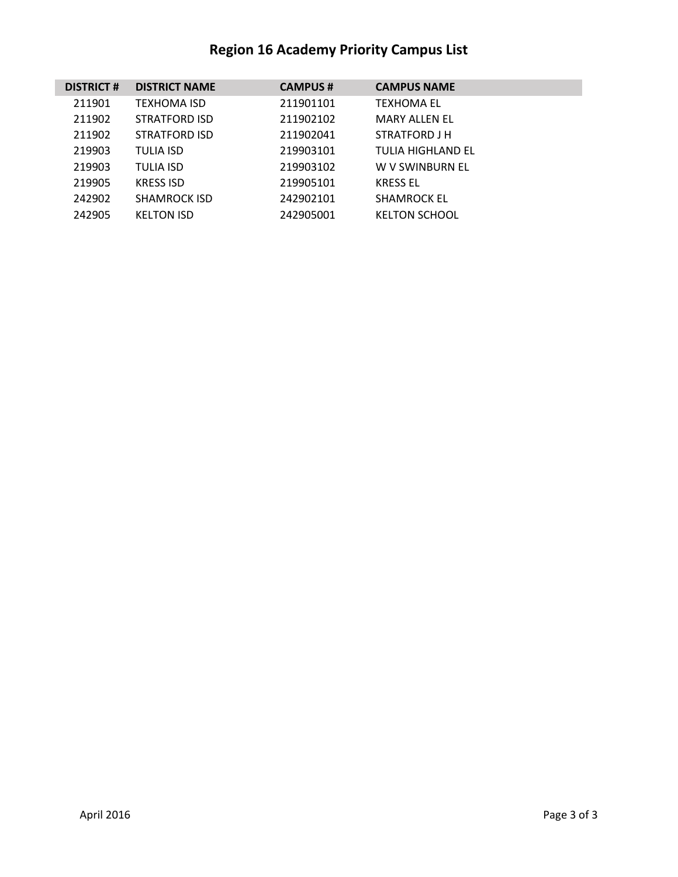# Region 16 Academy Priority Campus List

| DISTRICT # | DISTRICT NAME | CAMPUS # | CAMPUS NAME |
|---|---|---|---|
| 211901 | TEXHOMA ISD | 211901101 | TEXHOMA EL |
| 211902 | STRATFORD ISD | 211902102 | MARY ALLEN EL |
| 211902 | STRATFORD ISD | 211902041 | STRATFORD J H |
| 219903 | TULIA ISD | 219903101 | TULIA HIGHLAND EL |
| 219903 | TULIA ISD | 219903102 | W V SWINBURN EL |
| 219905 | KRESS ISD | 219905101 | KRESS EL |
| 242902 | SHAMROCK ISD | 242902101 | SHAMROCK EL |
| 242905 | KELTON ISD | 242905001 | KELTON SCHOOL |

April 2016